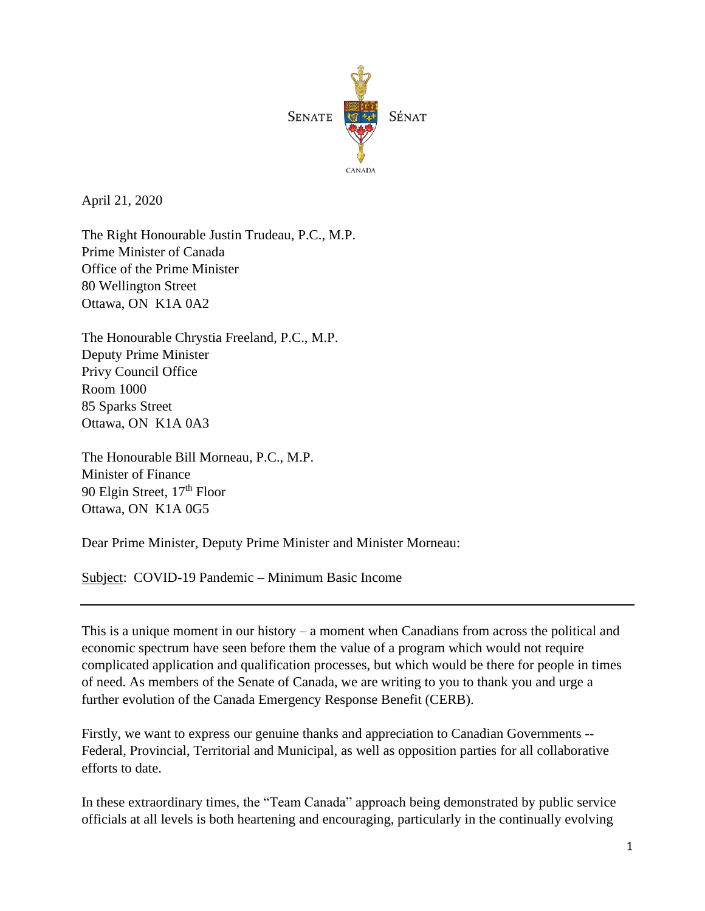SENATE SÉNAT

CANADA

April 21, 2020

The Right Honourable Justin Trudeau, P.C., M.P.
Prime Minister of Canada
Office of the Prime Minister
80 Wellington Street
Ottawa, ON K1A 0A2

The Honourable Chrystia Freeland, P.C., M.P.
Deputy Prime Minister
Privy Council Office
Room 1000
85 Sparks Street
Ottawa, ON K1A 0A3

The Honourable Bill Morneau, P.C., M.P.
Minister of Finance
90 Elgin Street, 17th Floor
Ottawa, ON K1A 0G5

Dear Prime Minister, Deputy Prime Minister and Minister Morneau:

Subject: COVID-19 Pandemic – Minimum Basic Income

---

This is a unique moment in our history – a moment when Canadians from across the political and economic spectrum have seen before them the value of a program which would not require complicated application and qualification processes, but which would be there for people in times of need. As members of the Senate of Canada, we are writing to you to thank you and urge a further evolution of the Canada Emergency Response Benefit (CERB).

Firstly, we want to express our genuine thanks and appreciation to Canadian Governments -- Federal, Provincial, Territorial and Municipal, as well as opposition parties for all collaborative efforts to date.

In these extraordinary times, the "Team Canada" approach being demonstrated by public service officials at all levels is both heartening and encouraging, particularly in the continually evolving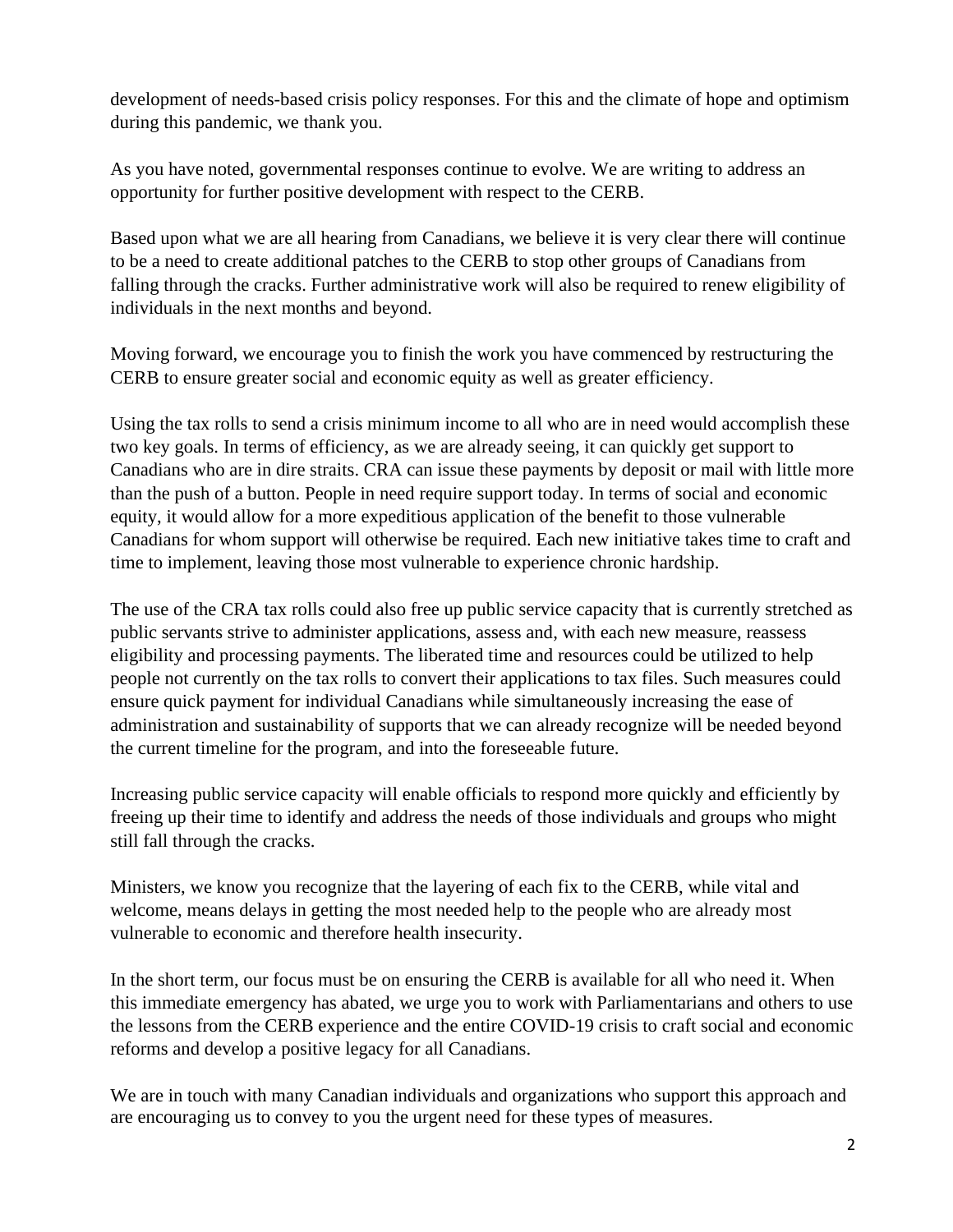development of needs-based crisis policy responses. For this and the climate of hope and optimism during this pandemic, we thank you.

As you have noted, governmental responses continue to evolve. We are writing to address an opportunity for further positive development with respect to the CERB.

Based upon what we are all hearing from Canadians, we believe it is very clear there will continue to be a need to create additional patches to the CERB to stop other groups of Canadians from falling through the cracks. Further administrative work will also be required to renew eligibility of individuals in the next months and beyond.

Moving forward, we encourage you to finish the work you have commenced by restructuring the CERB to ensure greater social and economic equity as well as greater efficiency.

Using the tax rolls to send a crisis minimum income to all who are in need would accomplish these two key goals. In terms of efficiency, as we are already seeing, it can quickly get support to Canadians who are in dire straits. CRA can issue these payments by deposit or mail with little more than the push of a button. People in need require support today. In terms of social and economic equity, it would allow for a more expeditious application of the benefit to those vulnerable Canadians for whom support will otherwise be required. Each new initiative takes time to craft and time to implement, leaving those most vulnerable to experience chronic hardship.

The use of the CRA tax rolls could also free up public service capacity that is currently stretched as public servants strive to administer applications, assess and, with each new measure, reassess eligibility and processing payments. The liberated time and resources could be utilized to help people not currently on the tax rolls to convert their applications to tax files. Such measures could ensure quick payment for individual Canadians while simultaneously increasing the ease of administration and sustainability of supports that we can already recognize will be needed beyond the current timeline for the program, and into the foreseeable future.

Increasing public service capacity will enable officials to respond more quickly and efficiently by freeing up their time to identify and address the needs of those individuals and groups who might still fall through the cracks.

Ministers, we know you recognize that the layering of each fix to the CERB, while vital and welcome, means delays in getting the most needed help to the people who are already most vulnerable to economic and therefore health insecurity.

In the short term, our focus must be on ensuring the CERB is available for all who need it. When this immediate emergency has abated, we urge you to work with Parliamentarians and others to use the lessons from the CERB experience and the entire COVID-19 crisis to craft social and economic reforms and develop a positive legacy for all Canadians.

We are in touch with many Canadian individuals and organizations who support this approach and are encouraging us to convey to you the urgent need for these types of measures.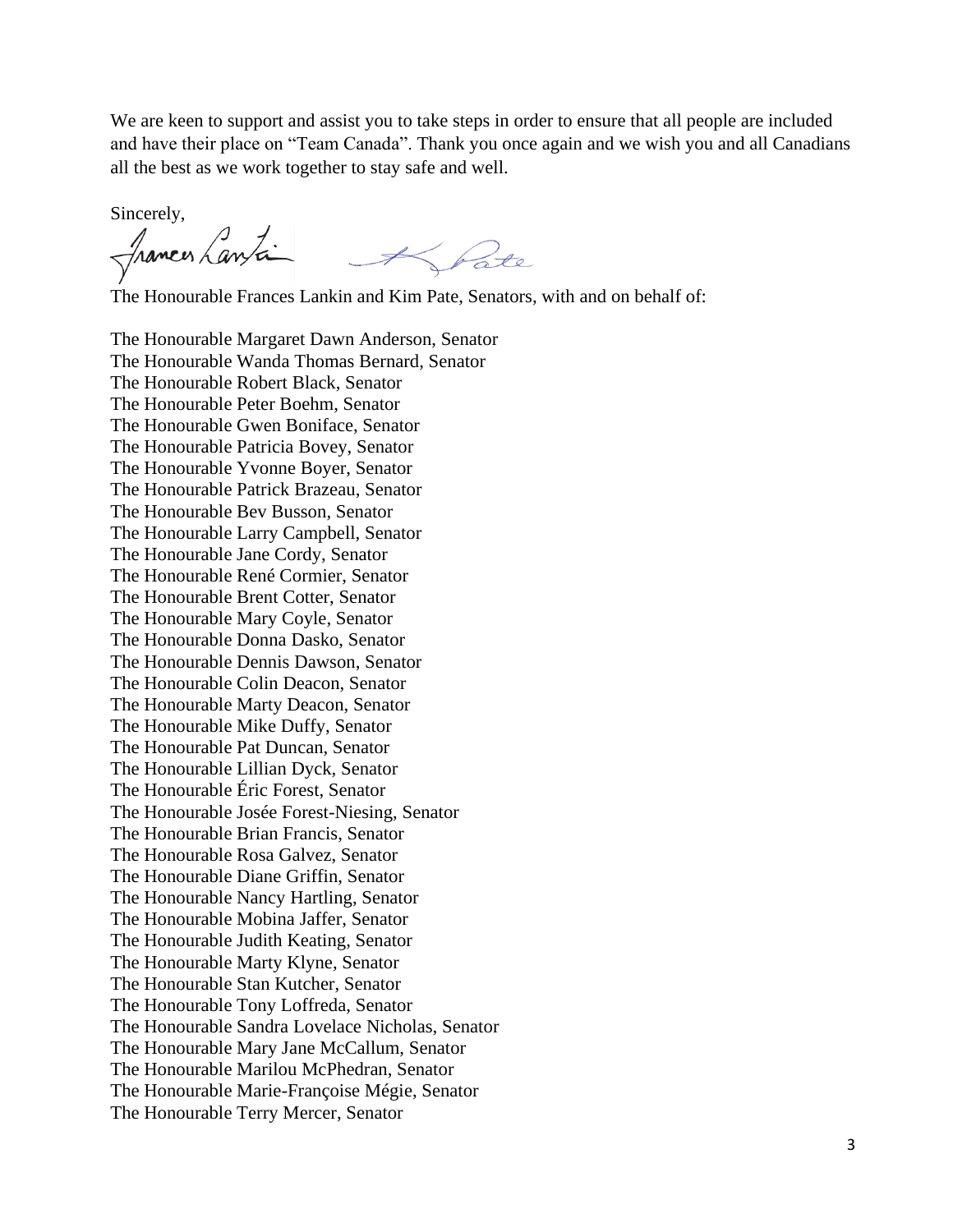We are keen to support and assist you to take steps in order to ensure that all people are included and have their place on "Team Canada". Thank you once again and we wish you and all Canadians all the best as we work together to stay safe and well.

Sincerely,

The Honourable Frances Lankin and Kim Pate, Senators, with and on behalf of:

The Honourable Margaret Dawn Anderson, Senator
The Honourable Wanda Thomas Bernard, Senator
The Honourable Robert Black, Senator
The Honourable Peter Boehm, Senator
The Honourable Gwen Boniface, Senator
The Honourable Patricia Bovey, Senator
The Honourable Yvonne Boyer, Senator
The Honourable Patrick Brazeau, Senator
The Honourable Bev Busson, Senator
The Honourable Larry Campbell, Senator
The Honourable Jane Cordy, Senator
The Honourable René Cormier, Senator
The Honourable Brent Cotter, Senator
The Honourable Mary Coyle, Senator
The Honourable Donna Dasko, Senator
The Honourable Dennis Dawson, Senator
The Honourable Colin Deacon, Senator
The Honourable Marty Deacon, Senator
The Honourable Mike Duffy, Senator
The Honourable Pat Duncan, Senator
The Honourable Lillian Dyck, Senator
The Honourable Éric Forest, Senator
The Honourable Josée Forest-Niesing, Senator
The Honourable Brian Francis, Senator
The Honourable Rosa Galvez, Senator
The Honourable Diane Griffin, Senator
The Honourable Nancy Hartling, Senator
The Honourable Mobina Jaffer, Senator
The Honourable Judith Keating, Senator
The Honourable Marty Klyne, Senator
The Honourable Stan Kutcher, Senator
The Honourable Tony Loffreda, Senator
The Honourable Sandra Lovelace Nicholas, Senator
The Honourable Mary Jane McCallum, Senator
The Honourable Marilou McPhedran, Senator
The Honourable Marie-Françoise Mégie, Senator
The Honourable Terry Mercer, Senator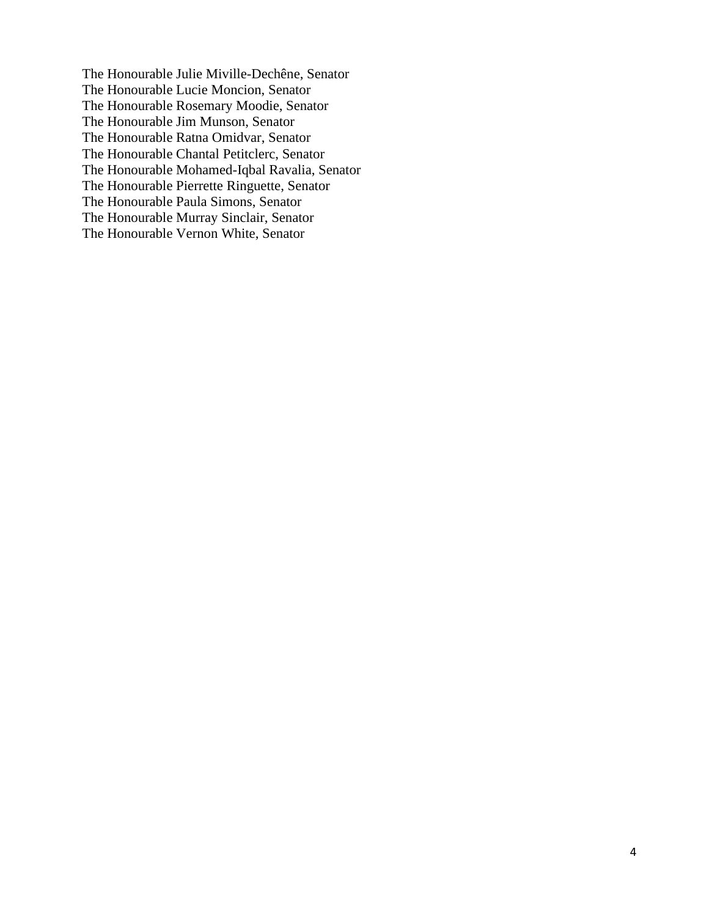The Honourable Julie Miville-Dechêne, Senator
The Honourable Lucie Moncion, Senator
The Honourable Rosemary Moodie, Senator
The Honourable Jim Munson, Senator
The Honourable Ratna Omidvar, Senator
The Honourable Chantal Petitclerc, Senator
The Honourable Mohamed-Iqbal Ravalia, Senator
The Honourable Pierrette Ringuette, Senator
The Honourable Paula Simons, Senator
The Honourable Murray Sinclair, Senator
The Honourable Vernon White, Senator